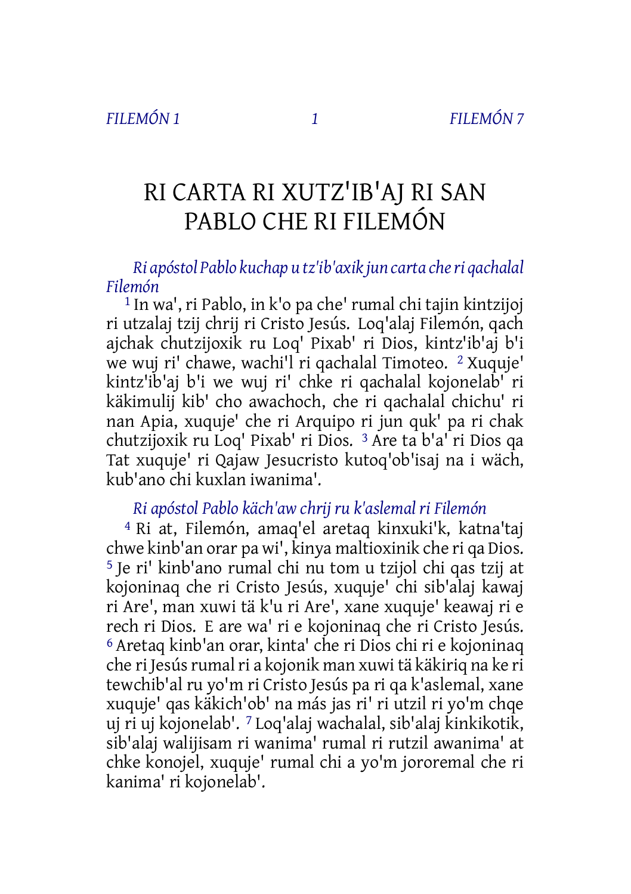# RI CARTA RI XUTZ'IB'AJ RI SAN PABLO CHE RI FILEMÓN

*Ri apóstol Pablo kuchap u tz'ib'axik jun carta che ri qachalal Filemón*

[1] In wa', ri Pablo, in k'o pa che' rumal chi tajin kintzijoj ri utzalaj tzij chrij ri Cristo Jesús. Loq'alaj Filemón, qach ajchak chutzijoxik ru Loq' Pixab' ri Dios, kintz'ib'aj b'i we wuj ri' chawe, wachi'l ri qachalal Timoteo. [2] Xuquje' kintz'ib'aj b'i we wuj ri' chke ri qachalal kojonelab' ri käkimulij kib' cho awachoch, che ri qachalal chichu' ri nan Apia, xuquje' che ri Arquipo ri jun quk' pa ri chak chutzijoxik ru Loq' Pixab' ri Dios. [3] Are ta b'a' ri Dios qa Tat xuquje' ri Qajaw Jesucristo kutoq'ob'isaj na i wäch, kub'ano chi kuxlan iwanima'.

*Ri apóstol Pablo käch'aw chrij ru k'aslemal ri Filemón*

[4] Ri at, Filemón, amaq'el aretaq kinxuki'k, katna'taj chwe kinb'an orar pa wi', kinya maltioxinik che ri qa Dios. [5] Je ri' kinb'ano rumal chi nu tom u tzijol chi qas tzij at kojoninaq che ri Cristo Jesús, xuquje' chi sib'alaj kawaj ri Are', man xuwi tä k'u ri Are', xane xuquje' keawaj ri e rech ri Dios. E are wa' ri e kojoninaq che ri Cristo Jesús. [6] Aretaq kinb'an orar, kinta' che ri Dios chi ri e kojoninaq che ri Jesús rumal ri a kojonik man xuwi tä käkiriq na ke ri tewchib'al ru yo'm ri Cristo Jesús pa ri qa k'aslemal, xane xuquje' qas käkich'ob' na más jas ri' ri utzil ri yo'm chqe uj ri uj kojonelab'. [7] Loq'alaj wachalal, sib'alaj kinkikotik, sib'alaj walijisam ri wanima' rumal ri rutzil awanima' at chke konojel, xuquje' rumal chi a yo'm jororemal che ri kanima' ri kojonelab'.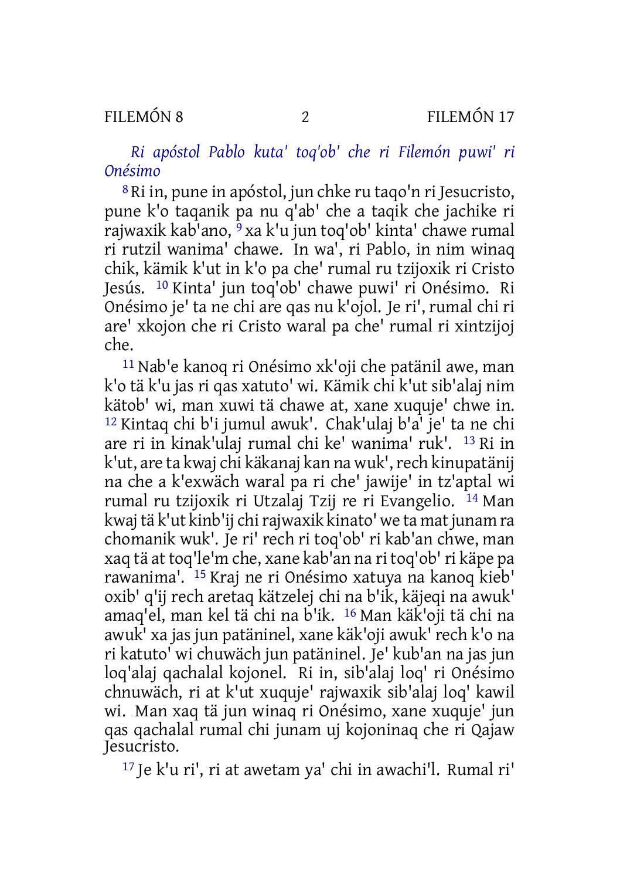*Ri apóstol Pablo kuta' toq'ob' che ri Filemón puwi' ri Onésimo*

[8] Ri in, pune in apóstol, jun chke ru taqo'n ri Jesucristo, pune k'o taqanik pa nu q'ab' che a taqik che jachike ri rajwaxik kab'ano, [9] xa k'u jun toq'ob' kinta' chawe rumal ri rutzil wanima' chawe. In wa', ri Pablo, in nim winaq chik, kämik k'ut in k'o pa che' rumal ru tzijoxik ri Cristo Jesús. [10] Kinta' jun toq'ob' chawe puwi' ri Onésimo. Ri Onésimo je' ta ne chi are qas nu k'ojol. Je ri', rumal chi ri are' xkojon che ri Cristo waral pa che' rumal ri xintzijoj che.

[11] Nab'e kanoq ri Onésimo xk'oji che patänil awe, man k'o tä k'u jas ri qas xatuto' wi. Kämik chi k'ut sib'alaj nim kätob' wi, man xuwi tä chawe at, xane xuquje' chwe in. [12] Kintaq chi b'i jumul awuk'. Chak'ulaj b'a' je' ta ne chi are ri in kinak'ulaj rumal chi ke' wanima' ruk'. [13] Ri in k'ut, are ta kwaj chi käkanaj kan na wuk', rech kinupatänij na che a k'exwäch waral pa ri che' jawije' in tz'aptal wi rumal ru tzijoxik ri Utzalaj Tzij re ri Evangelio. [14] Man kwaj tä k'ut kinb'ij chi rajwaxik kinato' we ta mat junam ra chomanik wuk'. Je ri' rech ri toq'ob' ri kab'an chwe, man xaq tä at toq'le'm che, xane kab'an na ri toq'ob' ri käpe pa rawanima'. [15] Kraj ne ri Onésimo xatuya na kanoq kieb' oxib' q'ij rech aretaq kätzelej chi na b'ik, käjeqi na awuk' amaq'el, man kel tä chi na b'ik. [16] Man käk'oji tä chi na awuk' xa jas jun patäninel, xane käk'oji awuk' rech k'o na ri katuto' wi chuwäch jun patäninel. Je' kub'an na jas jun loq'alaj qachalal kojonel. Ri in, sib'alaj loq' ri Onésimo chnuwäch, ri at k'ut xuquje' rajwaxik sib'alaj loq' kawil wi. Man xaq tä jun winaq ri Onésimo, xane xuquje' jun qas qachalal rumal chi junam uj kojoninaq che ri Qajaw Jesucristo.

[17] Je k'u ri', ri at awetam ya' chi in awachi'l. Rumal ri'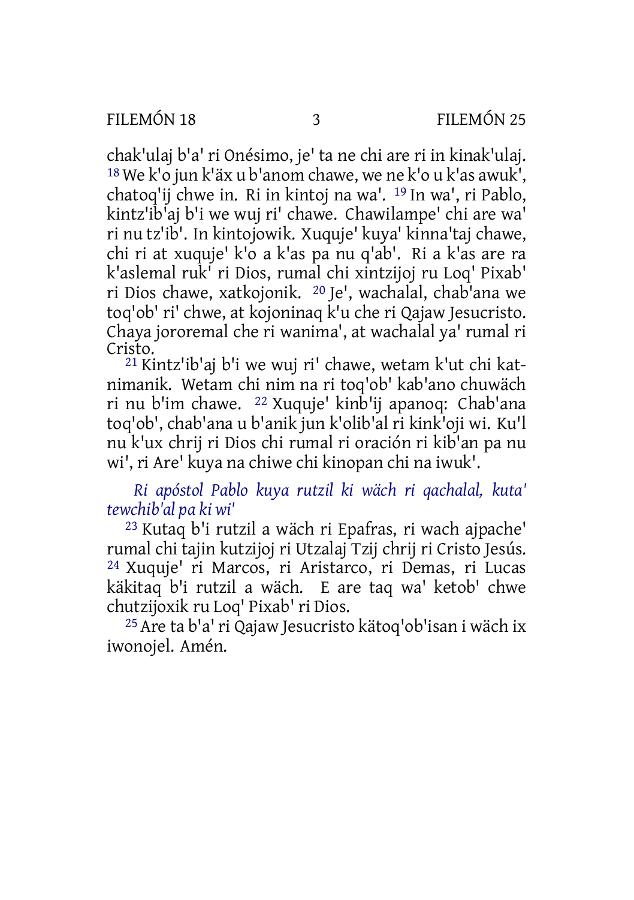chak'ulaj b'a' ri Onésimo, je' ta ne chi are ri in kinak'ulaj. [18] We k'o jun k'äx u b'anom chawe, we ne k'o u k'as awuk', chatoq'ij chwe in. Ri in kintoj na wa'. [19] In wa', ri Pablo, kintz'ib'aj b'i we wuj ri' chawe. Chawilampe' chi are wa' ri nu tz'ib'. In kintojowik. Xuquje' kuya' kinna'taj chawe, chi ri at xuquje' k'o a k'as pa nu q'ab'. Ri a k'as are ra k'aslemal ruk' ri Dios, rumal chi xintzijoj ru Loq' Pixab' ri Dios chawe, xatkojonik. [20] Je', wachalal, chab'ana we toq'ob' ri' chwe, at kojoninaq k'u che ri Qajaw Jesucristo. Chaya jororemal che ri wanima', at wachalal ya' rumal ri Cristo.

[21] Kintz'ib'aj b'i we wuj ri' chawe, wetam k'ut chi katnimanik. Wetam chi nim na ri toq'ob' kab'ano chuwäch ri nu b'im chawe. [22] Xuquje' kinb'ij apanoq: Chab'ana toq'ob', chab'ana u b'anik jun k'olib'al ri kink'oji wi. Ku'l nu k'ux chrij ri Dios chi rumal ri oración ri kib'an pa nu wi', ri Are' kuya na chiwe chi kinopan chi na iwuk'.

### *Ri apóstol Pablo kuya rutzil ki wäch ri qachalal, kuta' tewchib'al pa ki wi'*

[23] Kutaq b'i rutzil a wäch ri Epafras, ri wach ajpache' rumal chi tajin kutzijoj ri Utzalaj Tzij chrij ri Cristo Jesús. [24] Xuquje' ri Marcos, ri Aristarco, ri Demas, ri Lucas käkitaq b'i rutzil a wäch. E are taq wa' ketob' chwe chutzijoxik ru Loq' Pixab' ri Dios.

[25] Are ta b'a' ri Qajaw Jesucristo kätoq'ob'isan i wäch ix iwonojel. Amén.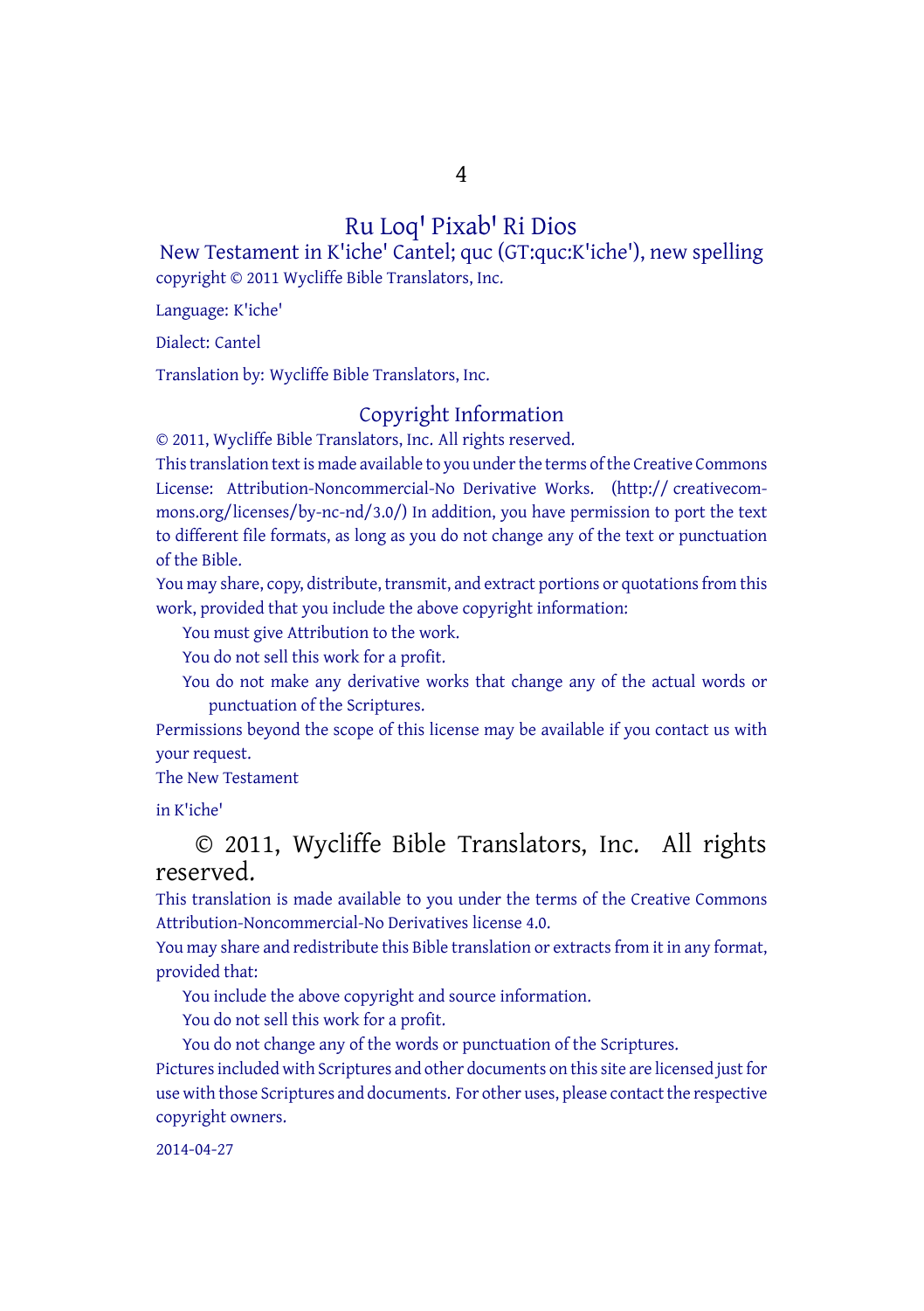# Ru Loq' Pixab' Ri Dios

## New Testament in K'iche' Cantel; quc (GT:quc:K'iche'), new spelling

copyright © 2011 Wycliffe Bible Translators, Inc.

Language: K'iche'

Dialect: Cantel

Translation by: Wycliffe Bible Translators, Inc.

## Copyright Information

© 2011, Wycliffe Bible Translators, Inc. All rights reserved.

This translation text is made available to you under the terms of the Creative Commons License: Attribution-Noncommercial-No Derivative Works. (http:// creativecommons.org/licenses/by-nc-nd/3.0/) In addition, you have permission to port the text to different file formats, as long as you do not change any of the text or punctuation of the Bible.

You may share, copy, distribute, transmit, and extract portions or quotations from this work, provided that you include the above copyright information:

- You must give Attribution to the work.
- You do not sell this work for a profit.
- You do not make any derivative works that change any of the actual words or punctuation of the Scriptures.

Permissions beyond the scope of this license may be available if you contact us with your request.

The New Testament

in K'iche'

© 2011, Wycliffe Bible Translators, Inc. All rights reserved.

This translation is made available to you under the terms of the Creative Commons Attribution-Noncommercial-No Derivatives license 4.0.

You may share and redistribute this Bible translation or extracts from it in any format, provided that:

- You include the above copyright and source information.
- You do not sell this work for a profit.
- You do not change any of the words or punctuation of the Scriptures.

Pictures included with Scriptures and other documents on this site are licensed just for use with those Scriptures and documents. For other uses, please contact the respective copyright owners.

2014-04-27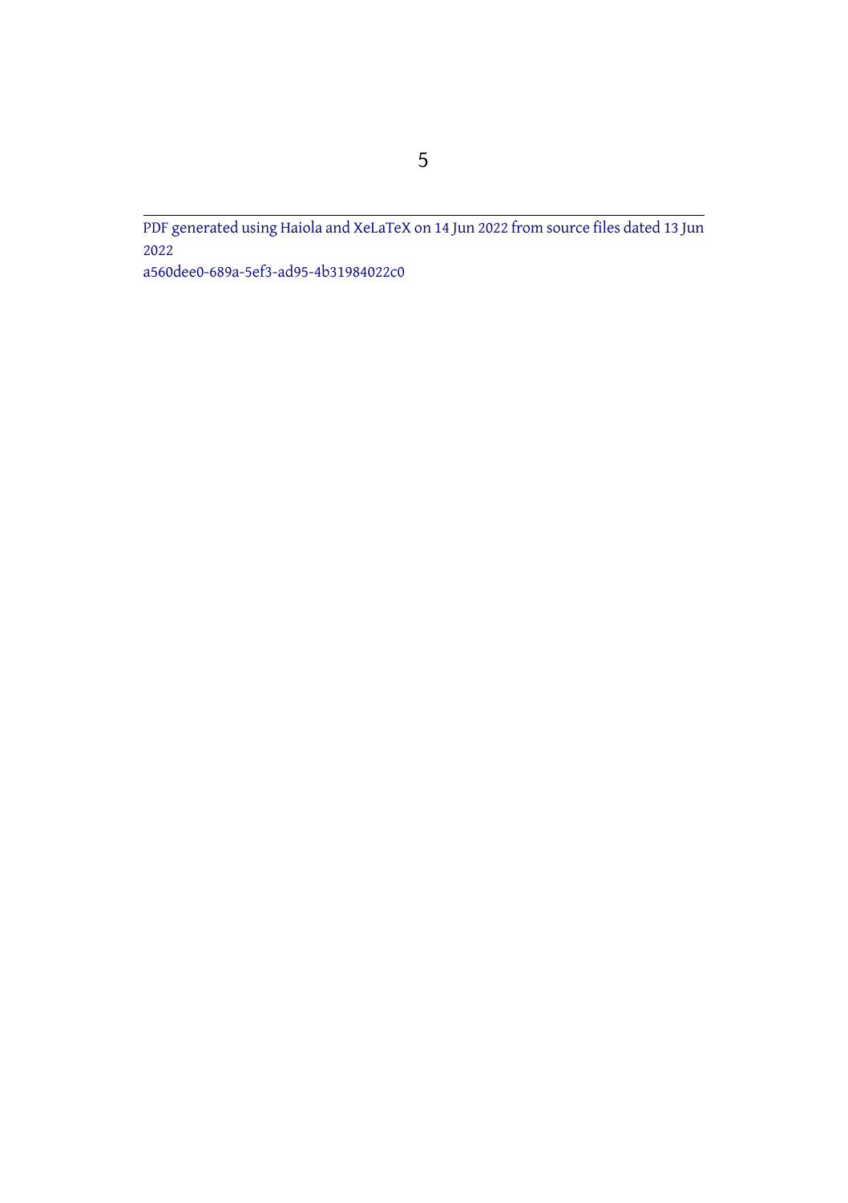PDF generated using Haiola and XeLaTeX on 14 Jun 2022 from source files dated 13 Jun 2022

a560dee0-689a-5ef3-ad95-4b31984022c0